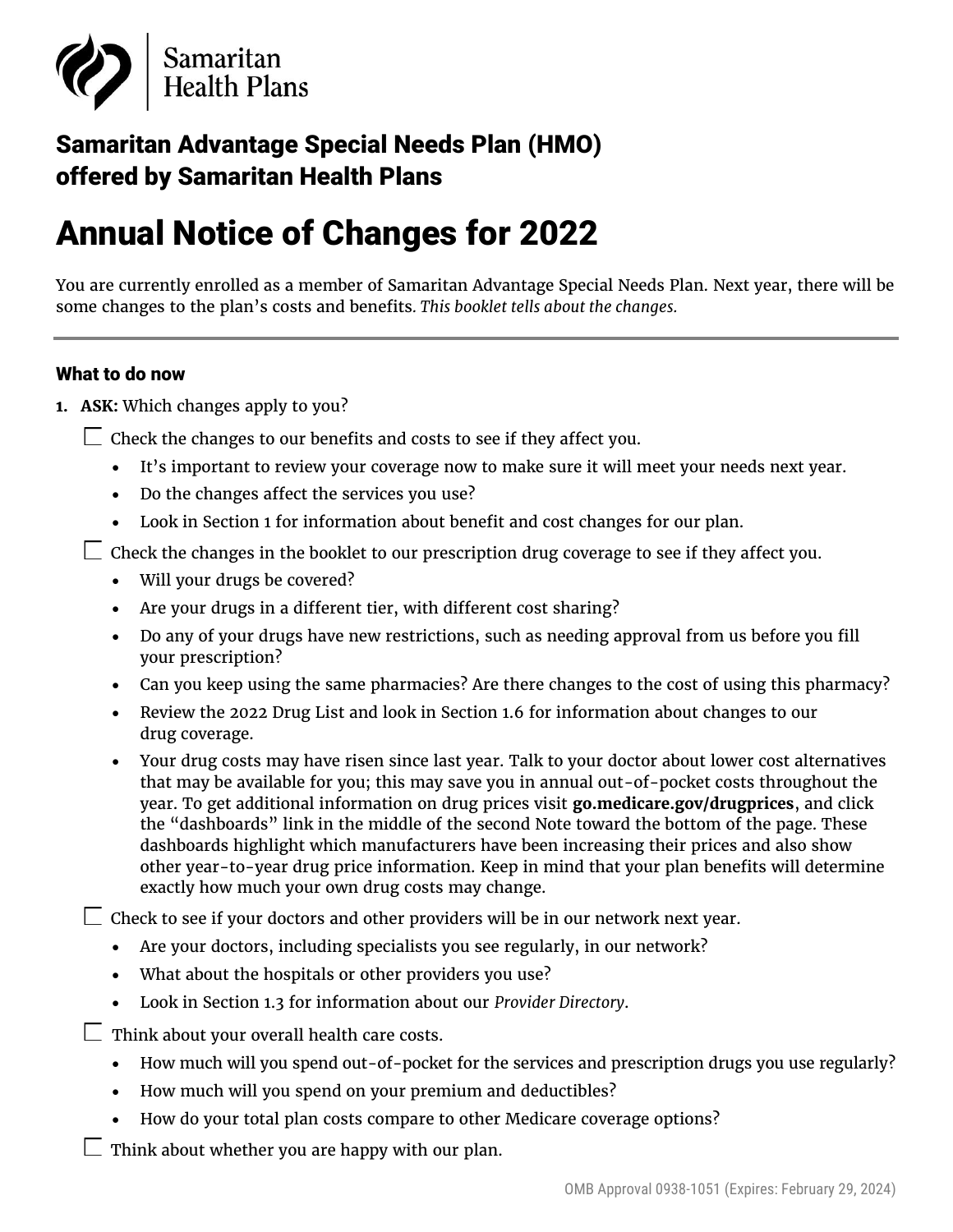Samaritan Health Plans

## Samaritan Advantage Special Needs Plan (HMO) offered by Samaritan Health Plans

# Annual Notice of Changes for 2022

You are currently enrolled as a member of Samaritan Advantage Special Needs Plan. Next year, there will be some changes to the plan's costs and benefits. *This booklet tells about the changes.*

---

### What to do now

1. **ASK:** Which changes apply to you?

   ☐ Check the changes to our benefits and costs to see if they affect you.

   - It's important to review your coverage now to make sure it will meet your needs next year.
   - Do the changes affect the services you use?
   - Look in Section 1 for information about benefit and cost changes for our plan.

   ☐ Check the changes in the booklet to our prescription drug coverage to see if they affect you.

   - Will your drugs be covered?
   - Are your drugs in a different tier, with different cost sharing?
   - Do any of your drugs have new restrictions, such as needing approval from us before you fill your prescription?
   - Can you keep using the same pharmacies? Are there changes to the cost of using this pharmacy?
   - Review the 2022 Drug List and look in Section 1.6 for information about changes to our drug coverage.
   - Your drug costs may have risen since last year. Talk to your doctor about lower cost alternatives that may be available for you; this may save you in annual out-of-pocket costs throughout the year. To get additional information on drug prices visit **go.medicare.gov/drugprices**, and click the "dashboards" link in the middle of the second Note toward the bottom of the page. These dashboards highlight which manufacturers have been increasing their prices and also show other year-to-year drug price information. Keep in mind that your plan benefits will determine exactly how much your own drug costs may change.

   ☐ Check to see if your doctors and other providers will be in our network next year.

   - Are your doctors, including specialists you see regularly, in our network?
   - What about the hospitals or other providers you use?
   - Look in Section 1.3 for information about our *Provider Directory*.

   ☐ Think about your overall health care costs.

   - How much will you spend out-of-pocket for the services and prescription drugs you use regularly?
   - How much will you spend on your premium and deductibles?
   - How do your total plan costs compare to other Medicare coverage options?

   ☐ Think about whether you are happy with our plan.

OMB Approval 0938-1051 (Expires: February 29, 2024)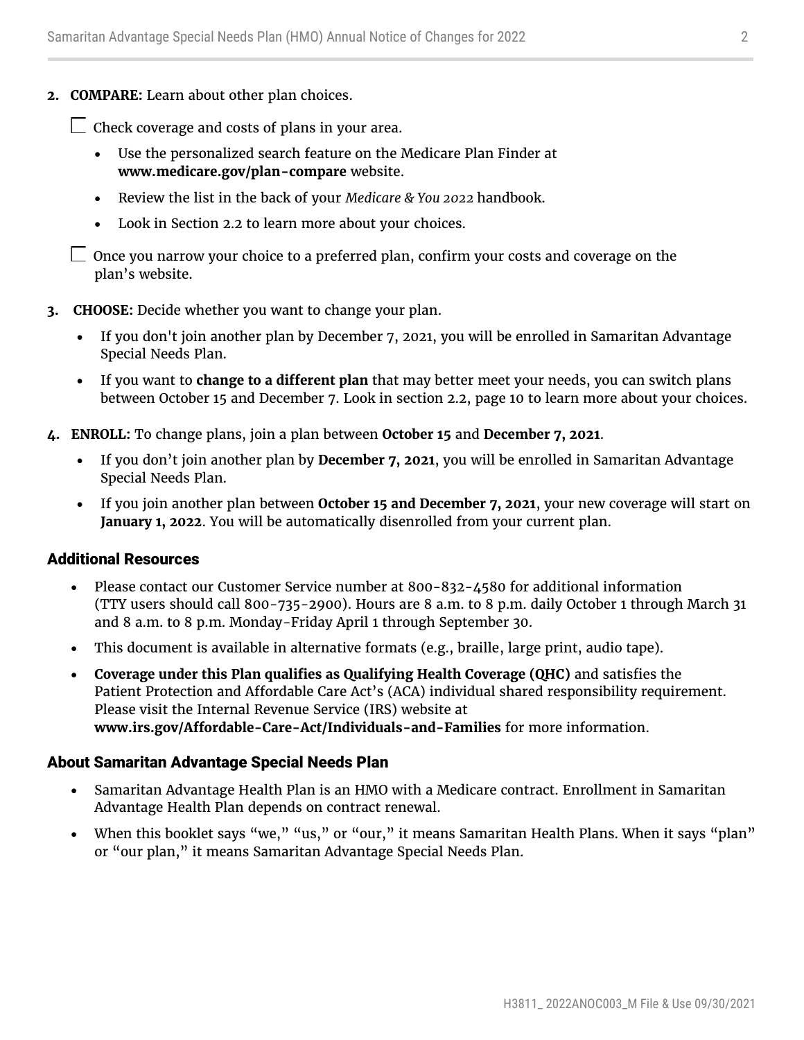2. **COMPARE:** Learn about other plan choices.

   ☐ Check coverage and costs of plans in your area.

   - Use the personalized search feature on the Medicare Plan Finder at **www.medicare.gov/plan-compare** website.
   - Review the list in the back of your *Medicare & You 2022* handbook.
   - Look in Section 2.2 to learn more about your choices.

   ☐ Once you narrow your choice to a preferred plan, confirm your costs and coverage on the plan's website.

3. **CHOOSE:** Decide whether you want to change your plan.

   - If you don't join another plan by December 7, 2021, you will be enrolled in Samaritan Advantage Special Needs Plan.
   - If you want to **change to a different plan** that may better meet your needs, you can switch plans between October 15 and December 7. Look in section 2.2, page 10 to learn more about your choices.

4. **ENROLL:** To change plans, join a plan between **October 15** and **December 7, 2021**.

   - If you don't join another plan by **December 7, 2021**, you will be enrolled in Samaritan Advantage Special Needs Plan.
   - If you join another plan between **October 15 and December 7, 2021**, your new coverage will start on **January 1, 2022**. You will be automatically disenrolled from your current plan.

## Additional Resources

- Please contact our Customer Service number at 800-832-4580 for additional information (TTY users should call 800-735-2900). Hours are 8 a.m. to 8 p.m. daily October 1 through March 31 and 8 a.m. to 8 p.m. Monday-Friday April 1 through September 30.
- This document is available in alternative formats (e.g., braille, large print, audio tape).
- **Coverage under this Plan qualifies as Qualifying Health Coverage (QHC)** and satisfies the Patient Protection and Affordable Care Act's (ACA) individual shared responsibility requirement. Please visit the Internal Revenue Service (IRS) website at **www.irs.gov/Affordable-Care-Act/Individuals-and-Families** for more information.

## About Samaritan Advantage Special Needs Plan

- Samaritan Advantage Health Plan is an HMO with a Medicare contract. Enrollment in Samaritan Advantage Health Plan depends on contract renewal.
- When this booklet says "we," "us," or "our," it means Samaritan Health Plans. When it says "plan" or "our plan," it means Samaritan Advantage Special Needs Plan.

H3811_ 2022ANOC003_M File & Use 09/30/2021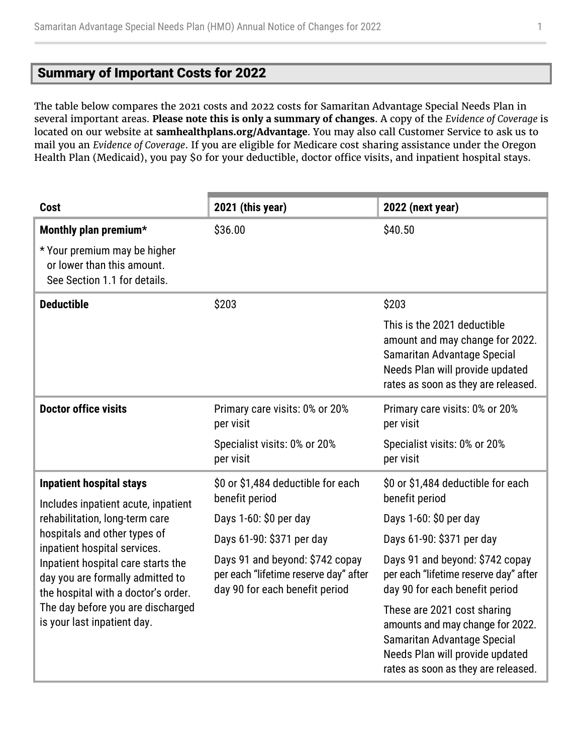## Summary of Important Costs for 2022

The table below compares the 2021 costs and 2022 costs for Samaritan Advantage Special Needs Plan in several important areas. **Please note this is only a summary of changes**. A copy of the *Evidence of Coverage* is located on our website at **samhealthplans.org/Advantage**. You may also call Customer Service to ask us to mail you an *Evidence of Coverage*. If you are eligible for Medicare cost sharing assistance under the Oregon Health Plan (Medicaid), you pay $0 for your deductible, doctor office visits, and inpatient hospital stays.

| **Cost** | **2021 (this year)** | **2022 (next year)** |
|---|---|---|
| **Monthly plan premium*** <br><br> * Your premium may be higher or lower than this amount. See Section 1.1 for details. | $36.00 | $40.50 |
| **Deductible** | $203 | $203 <br><br> This is the 2021 deductible amount and may change for 2022. Samaritan Advantage Special Needs Plan will provide updated rates as soon as they are released. |
| **Doctor office visits** | Primary care visits: 0% or 20% per visit <br><br> Specialist visits: 0% or 20% per visit | Primary care visits: 0% or 20% per visit <br><br> Specialist visits: 0% or 20% per visit |
| **Inpatient hospital stays** <br><br> Includes inpatient acute, inpatient rehabilitation, long-term care hospitals and other types of inpatient hospital services. Inpatient hospital care starts the day you are formally admitted to the hospital with a doctor's order. The day before you are discharged is your last inpatient day. | $0 or $1,484 deductible for each benefit period <br><br> Days 1-60: $0 per day <br><br> Days 61-90: $371 per day <br><br> Days 91 and beyond: $742 copay per each "lifetime reserve day" after day 90 for each benefit period | $0 or $1,484 deductible for each benefit period <br><br> Days 1-60: $0 per day <br><br> Days 61-90: $371 per day <br><br> Days 91 and beyond: $742 copay per each "lifetime reserve day" after day 90 for each benefit period <br><br> These are 2021 cost sharing amounts and may change for 2022. Samaritan Advantage Special Needs Plan will provide updated rates as soon as they are released. |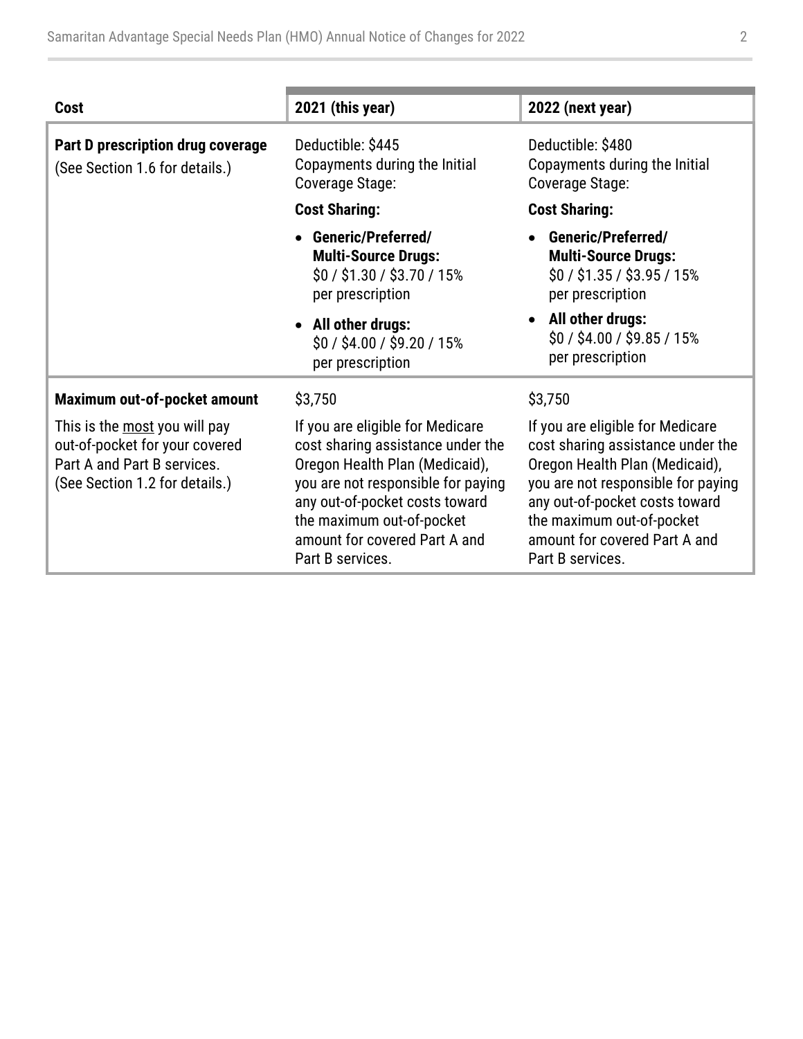| Cost | 2021 (this year) | 2022 (next year) |
| --- | --- | --- |
| **Part D prescription drug coverage**<br>(See Section 1.6 for details.) | Deductible: $445<br>Copayments during the Initial Coverage Stage:<br>**Cost Sharing:**<br>• **Generic/Preferred/ Multi-Source Drugs:** $0 / $1.30 / $3.70 / 15% per prescription<br>• **All other drugs:** $0 / $4.00 / $9.20 / 15% per prescription | Deductible: $480<br>Copayments during the Initial Coverage Stage:<br>**Cost Sharing:**<br>• **Generic/Preferred/ Multi-Source Drugs:** $0 / $1.35 / $3.95 / 15% per prescription<br>• **All other drugs:** $0 / $4.00 / $9.85 / 15% per prescription |
| **Maximum out-of-pocket amount**<br>This is the most you will pay out-of-pocket for your covered Part A and Part B services. (See Section 1.2 for details.) | $3,750<br>If you are eligible for Medicare cost sharing assistance under the Oregon Health Plan (Medicaid), you are not responsible for paying any out-of-pocket costs toward the maximum out-of-pocket amount for covered Part A and Part B services. | $3,750<br>If you are eligible for Medicare cost sharing assistance under the Oregon Health Plan (Medicaid), you are not responsible for paying any out-of-pocket costs toward the maximum out-of-pocket amount for covered Part A and Part B services. |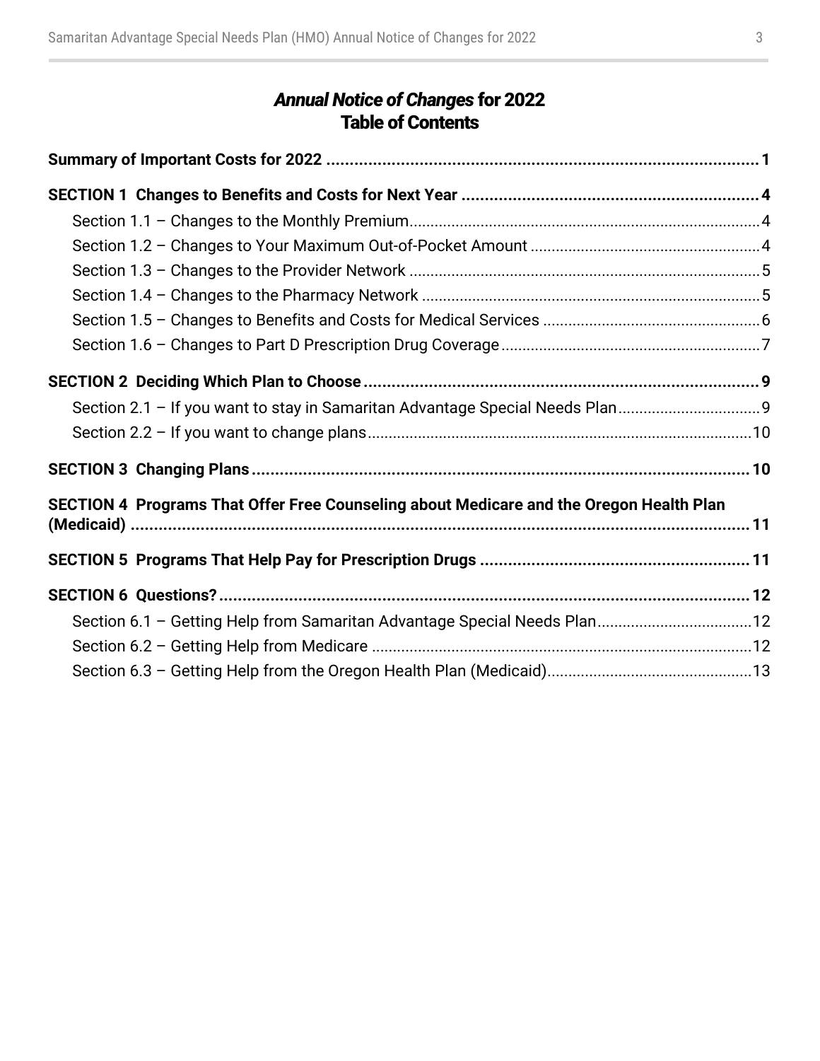# *Annual Notice of Changes* for 2022
# Table of Contents

**Summary of Important Costs for 2022 .......... 1**

**SECTION 1 Changes to Benefits and Costs for Next Year .......... 4**

- Section 1.1 – Changes to the Monthly Premium .......... 4
- Section 1.2 – Changes to Your Maximum Out-of-Pocket Amount .......... 4
- Section 1.3 – Changes to the Provider Network .......... 5
- Section 1.4 – Changes to the Pharmacy Network .......... 5
- Section 1.5 – Changes to Benefits and Costs for Medical Services .......... 6
- Section 1.6 – Changes to Part D Prescription Drug Coverage .......... 7

**SECTION 2 Deciding Which Plan to Choose .......... 9**

- Section 2.1 – If you want to stay in Samaritan Advantage Special Needs Plan .......... 9
- Section 2.2 – If you want to change plans .......... 10

**SECTION 3 Changing Plans .......... 10**

**SECTION 4 Programs That Offer Free Counseling about Medicare and the Oregon Health Plan (Medicaid) .......... 11**

**SECTION 5 Programs That Help Pay for Prescription Drugs .......... 11**

**SECTION 6 Questions? .......... 12**

- Section 6.1 – Getting Help from Samaritan Advantage Special Needs Plan .......... 12
- Section 6.2 – Getting Help from Medicare .......... 12
- Section 6.3 – Getting Help from the Oregon Health Plan (Medicaid) .......... 13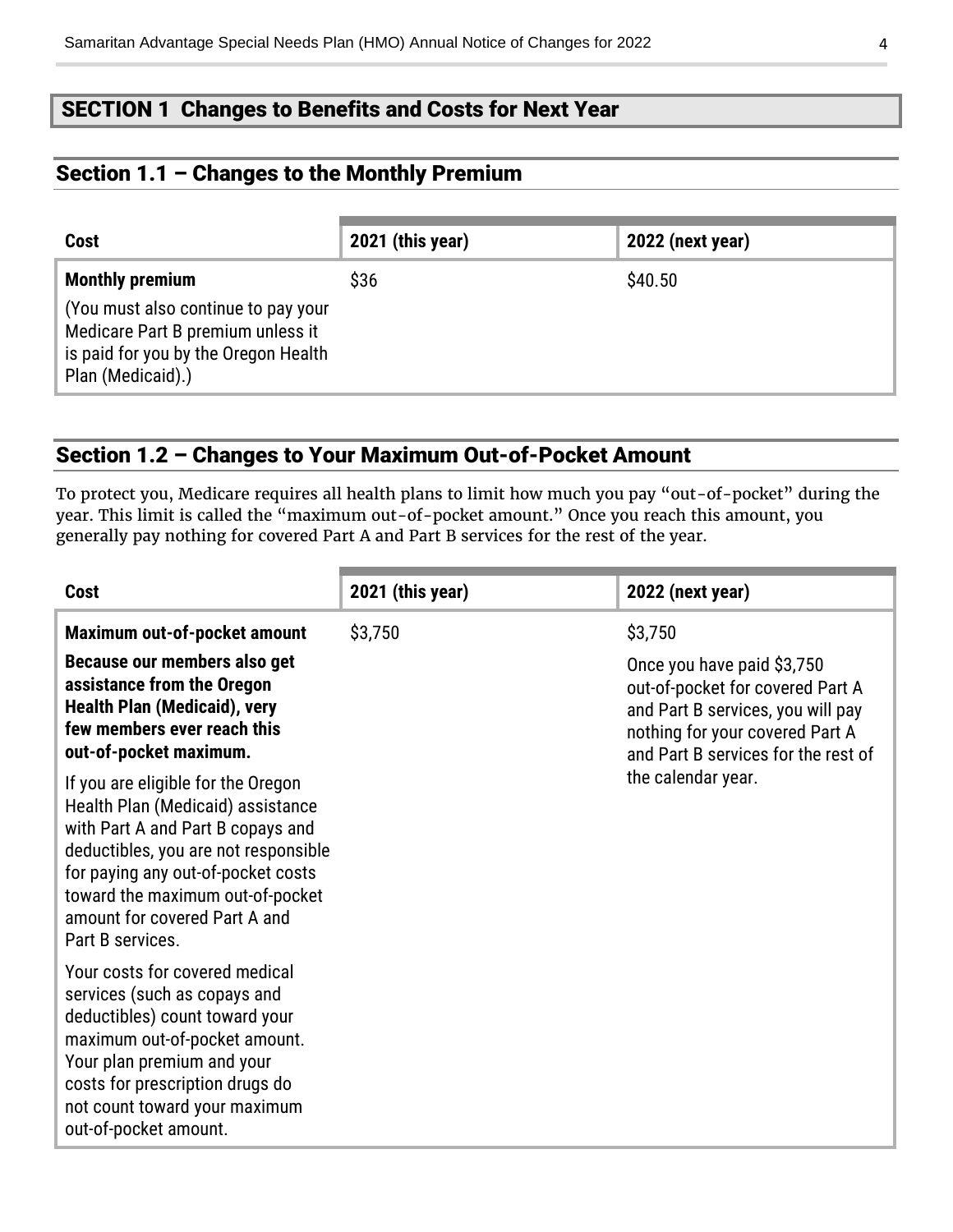## SECTION 1 Changes to Benefits and Costs for Next Year

### Section 1.1 – Changes to the Monthly Premium

| Cost | 2021 (this year) | 2022 (next year) |
|---|---|---|
| **Monthly premium**<br><br>(You must also continue to pay your Medicare Part B premium unless it is paid for you by the Oregon Health Plan (Medicaid).) | $36 | $40.50 |

### Section 1.2 – Changes to Your Maximum Out-of-Pocket Amount

To protect you, Medicare requires all health plans to limit how much you pay "out-of-pocket" during the year. This limit is called the "maximum out-of-pocket amount." Once you reach this amount, you generally pay nothing for covered Part A and Part B services for the rest of the year.

| Cost | 2021 (this year) | 2022 (next year) |
|---|---|---|
| **Maximum out-of-pocket amount**<br><br>**Because our members also get assistance from the Oregon Health Plan (Medicaid), very few members ever reach this out-of-pocket maximum.**<br><br>If you are eligible for the Oregon Health Plan (Medicaid) assistance with Part A and Part B copays and deductibles, you are not responsible for paying any out-of-pocket costs toward the maximum out-of-pocket amount for covered Part A and Part B services.<br><br>Your costs for covered medical services (such as copays and deductibles) count toward your maximum out-of-pocket amount. Your plan premium and your costs for prescription drugs do not count toward your maximum out-of-pocket amount. | $3,750 | $3,750<br><br>Once you have paid $3,750 out-of-pocket for covered Part A and Part B services, you will pay nothing for your covered Part A and Part B services for the rest of the calendar year. |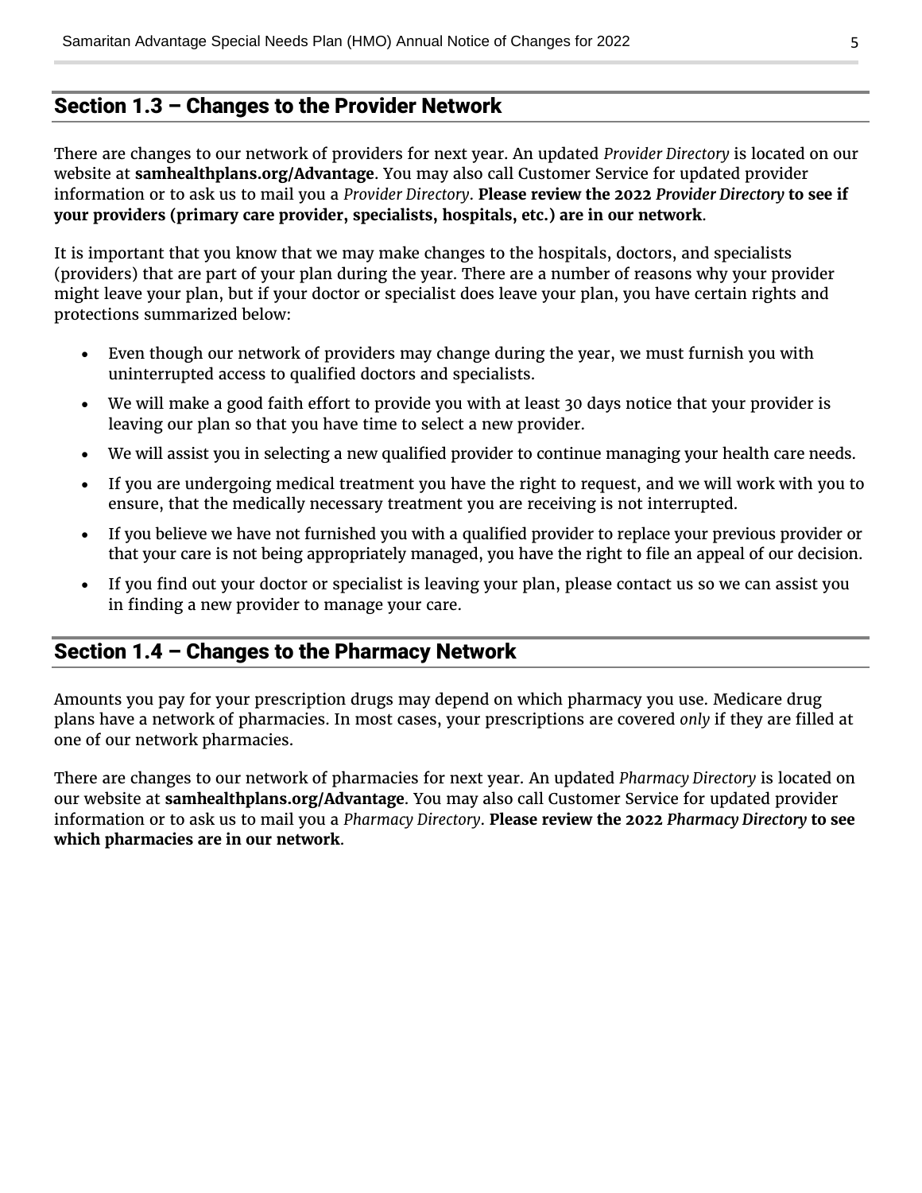## Section 1.3 – Changes to the Provider Network

There are changes to our network of providers for next year. An updated *Provider Directory* is located on our website at **samhealthplans.org/Advantage**. You may also call Customer Service for updated provider information or to ask us to mail you a *Provider Directory*. **Please review the 2022 *Provider Directory* to see if your providers (primary care provider, specialists, hospitals, etc.) are in our network**.

It is important that you know that we may make changes to the hospitals, doctors, and specialists (providers) that are part of your plan during the year. There are a number of reasons why your provider might leave your plan, but if your doctor or specialist does leave your plan, you have certain rights and protections summarized below:

- Even though our network of providers may change during the year, we must furnish you with uninterrupted access to qualified doctors and specialists.
- We will make a good faith effort to provide you with at least 30 days notice that your provider is leaving our plan so that you have time to select a new provider.
- We will assist you in selecting a new qualified provider to continue managing your health care needs.
- If you are undergoing medical treatment you have the right to request, and we will work with you to ensure, that the medically necessary treatment you are receiving is not interrupted.
- If you believe we have not furnished you with a qualified provider to replace your previous provider or that your care is not being appropriately managed, you have the right to file an appeal of our decision.
- If you find out your doctor or specialist is leaving your plan, please contact us so we can assist you in finding a new provider to manage your care.

## Section 1.4 – Changes to the Pharmacy Network

Amounts you pay for your prescription drugs may depend on which pharmacy you use. Medicare drug plans have a network of pharmacies. In most cases, your prescriptions are covered *only* if they are filled at one of our network pharmacies.

There are changes to our network of pharmacies for next year. An updated *Pharmacy Directory* is located on our website at **samhealthplans.org/Advantage**. You may also call Customer Service for updated provider information or to ask us to mail you a *Pharmacy Directory*. **Please review the 2022 *Pharmacy Directory* to see which pharmacies are in our network**.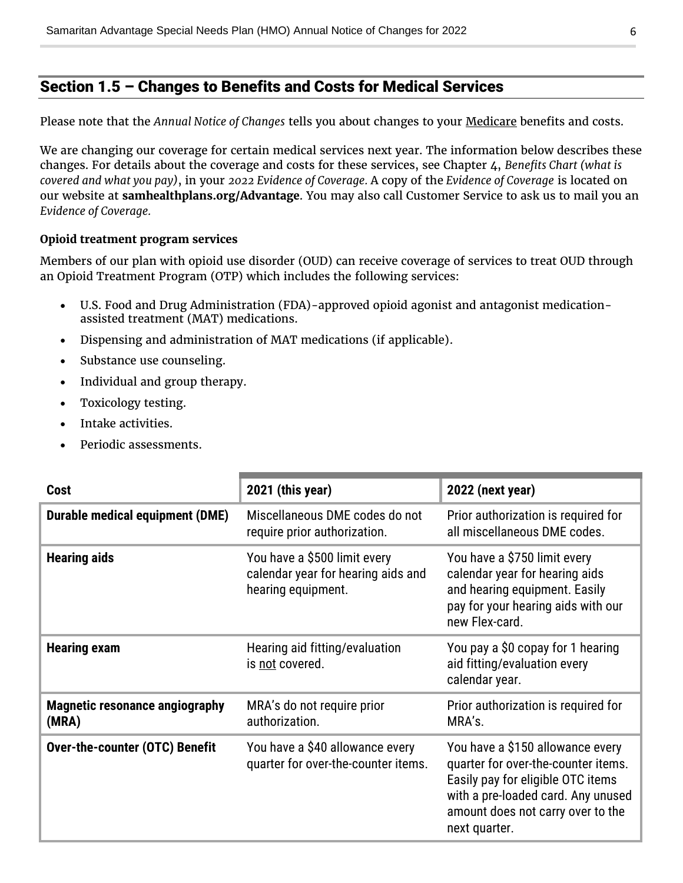## Section 1.5 – Changes to Benefits and Costs for Medical Services

Please note that the *Annual Notice of Changes* tells you about changes to your Medicare benefits and costs.

We are changing our coverage for certain medical services next year. The information below describes these changes. For details about the coverage and costs for these services, see Chapter 4, *Benefits Chart (what is covered and what you pay)*, in your *2022 Evidence of Coverage.* A copy of the *Evidence of Coverage* is located on our website at **samhealthplans.org/Advantage**. You may also call Customer Service to ask us to mail you an *Evidence of Coverage.*

**Opioid treatment program services**

Members of our plan with opioid use disorder (OUD) can receive coverage of services to treat OUD through an Opioid Treatment Program (OTP) which includes the following services:

- U.S. Food and Drug Administration (FDA)-approved opioid agonist and antagonist medication-assisted treatment (MAT) medications.
- Dispensing and administration of MAT medications (if applicable).
- Substance use counseling.
- Individual and group therapy.
- Toxicology testing.
- Intake activities.
- Periodic assessments.

| Cost | 2021 (this year) | 2022 (next year) |
|---|---|---|
| **Durable medical equipment (DME)** | Miscellaneous DME codes do not require prior authorization. | Prior authorization is required for all miscellaneous DME codes. |
| **Hearing aids** | You have a $500 limit every calendar year for hearing aids and hearing equipment. | You have a $750 limit every calendar year for hearing aids and hearing equipment. Easily pay for your hearing aids with our new Flex-card. |
| **Hearing exam** | Hearing aid fitting/evaluation is not covered. | You pay a $0 copay for 1 hearing aid fitting/evaluation every calendar year. |
| **Magnetic resonance angiography (MRA)** | MRA's do not require prior authorization. | Prior authorization is required for MRA's. |
| **Over-the-counter (OTC) Benefit** | You have a $40 allowance every quarter for over-the-counter items. | You have a $150 allowance every quarter for over-the-counter items. Easily pay for eligible OTC items with a pre-loaded card. Any unused amount does not carry over to the next quarter. |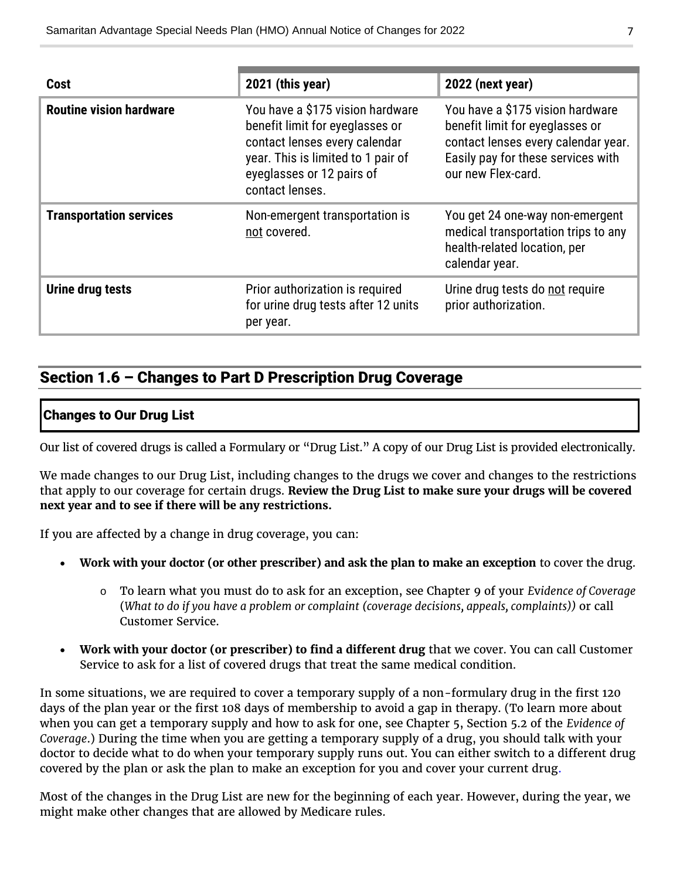| Cost | 2021 (this year) | 2022 (next year) |
|---|---|---|
| **Routine vision hardware** | You have a $175 vision hardware benefit limit for eyeglasses or contact lenses every calendar year. This is limited to 1 pair of eyeglasses or 12 pairs of contact lenses. | You have a $175 vision hardware benefit limit for eyeglasses or contact lenses every calendar year. Easily pay for these services with our new Flex-card. |
| **Transportation services** | Non-emergent transportation is not covered. | You get 24 one-way non-emergent medical transportation trips to any health-related location, per calendar year. |
| **Urine drug tests** | Prior authorization is required for urine drug tests after 12 units per year. | Urine drug tests do not require prior authorization. |

## Section 1.6 – Changes to Part D Prescription Drug Coverage

### Changes to Our Drug List

Our list of covered drugs is called a Formulary or "Drug List." A copy of our Drug List is provided electronically.

We made changes to our Drug List, including changes to the drugs we cover and changes to the restrictions that apply to our coverage for certain drugs. **Review the Drug List to make sure your drugs will be covered next year and to see if there will be any restrictions.**

If you are affected by a change in drug coverage, you can:

- **Work with your doctor (or other prescriber) and ask the plan to make an exception** to cover the drug.
  - To learn what you must do to ask for an exception, see Chapter 9 of your *Evidence of Coverage* (*What to do if you have a problem or complaint (coverage decisions, appeals, complaints))* or call Customer Service.
- **Work with your doctor (or prescriber) to find a different drug** that we cover. You can call Customer Service to ask for a list of covered drugs that treat the same medical condition.

In some situations, we are required to cover a temporary supply of a non-formulary drug in the first 120 days of the plan year or the first 108 days of membership to avoid a gap in therapy. (To learn more about when you can get a temporary supply and how to ask for one, see Chapter 5, Section 5.2 of the *Evidence of Coverage*.) During the time when you are getting a temporary supply of a drug, you should talk with your doctor to decide what to do when your temporary supply runs out. You can either switch to a different drug covered by the plan or ask the plan to make an exception for you and cover your current drug.

Most of the changes in the Drug List are new for the beginning of each year. However, during the year, we might make other changes that are allowed by Medicare rules.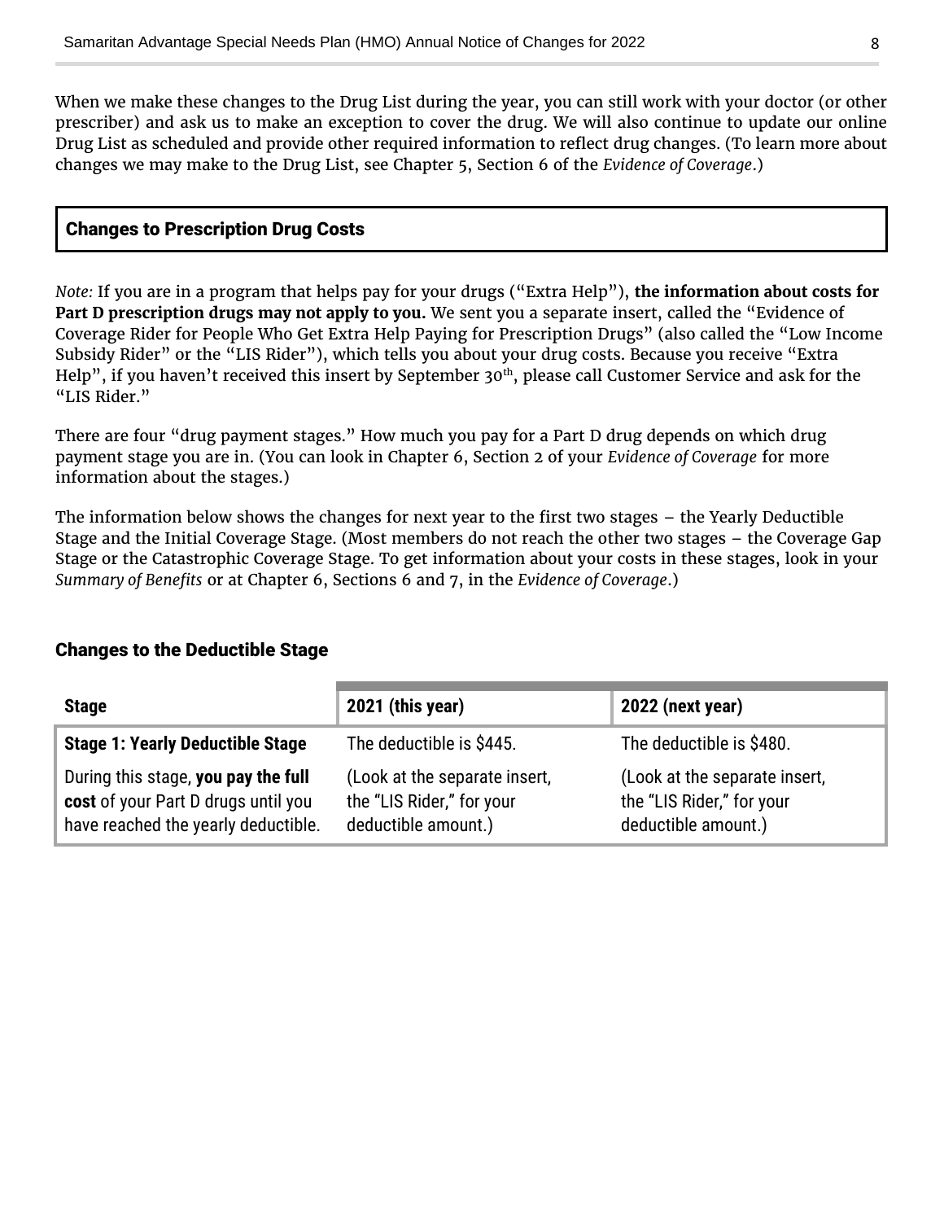When we make these changes to the Drug List during the year, you can still work with your doctor (or other prescriber) and ask us to make an exception to cover the drug. We will also continue to update our online Drug List as scheduled and provide other required information to reflect drug changes. (To learn more about changes we may make to the Drug List, see Chapter 5, Section 6 of the *Evidence of Coverage*.)

## Changes to Prescription Drug Costs

*Note:* If you are in a program that helps pay for your drugs ("Extra Help"), **the information about costs for Part D prescription drugs may not apply to you.** We sent you a separate insert, called the "Evidence of Coverage Rider for People Who Get Extra Help Paying for Prescription Drugs" (also called the "Low Income Subsidy Rider" or the "LIS Rider"), which tells you about your drug costs. Because you receive "Extra Help", if you haven't received this insert by September 30th, please call Customer Service and ask for the "LIS Rider."

There are four "drug payment stages." How much you pay for a Part D drug depends on which drug payment stage you are in. (You can look in Chapter 6, Section 2 of your *Evidence of Coverage* for more information about the stages.)

The information below shows the changes for next year to the first two stages – the Yearly Deductible Stage and the Initial Coverage Stage. (Most members do not reach the other two stages – the Coverage Gap Stage or the Catastrophic Coverage Stage. To get information about your costs in these stages, look in your *Summary of Benefits* or at Chapter 6, Sections 6 and 7, in the *Evidence of Coverage*.)

### Changes to the Deductible Stage

| Stage | 2021 (this year) | 2022 (next year) |
|---|---|---|
| **Stage 1: Yearly Deductible Stage**<br><br>During this stage, **you pay the full cost** of your Part D drugs until you have reached the yearly deductible. | The deductible is $445.<br><br>(Look at the separate insert, the "LIS Rider," for your deductible amount.) | The deductible is $480.<br><br>(Look at the separate insert, the "LIS Rider," for your deductible amount.) |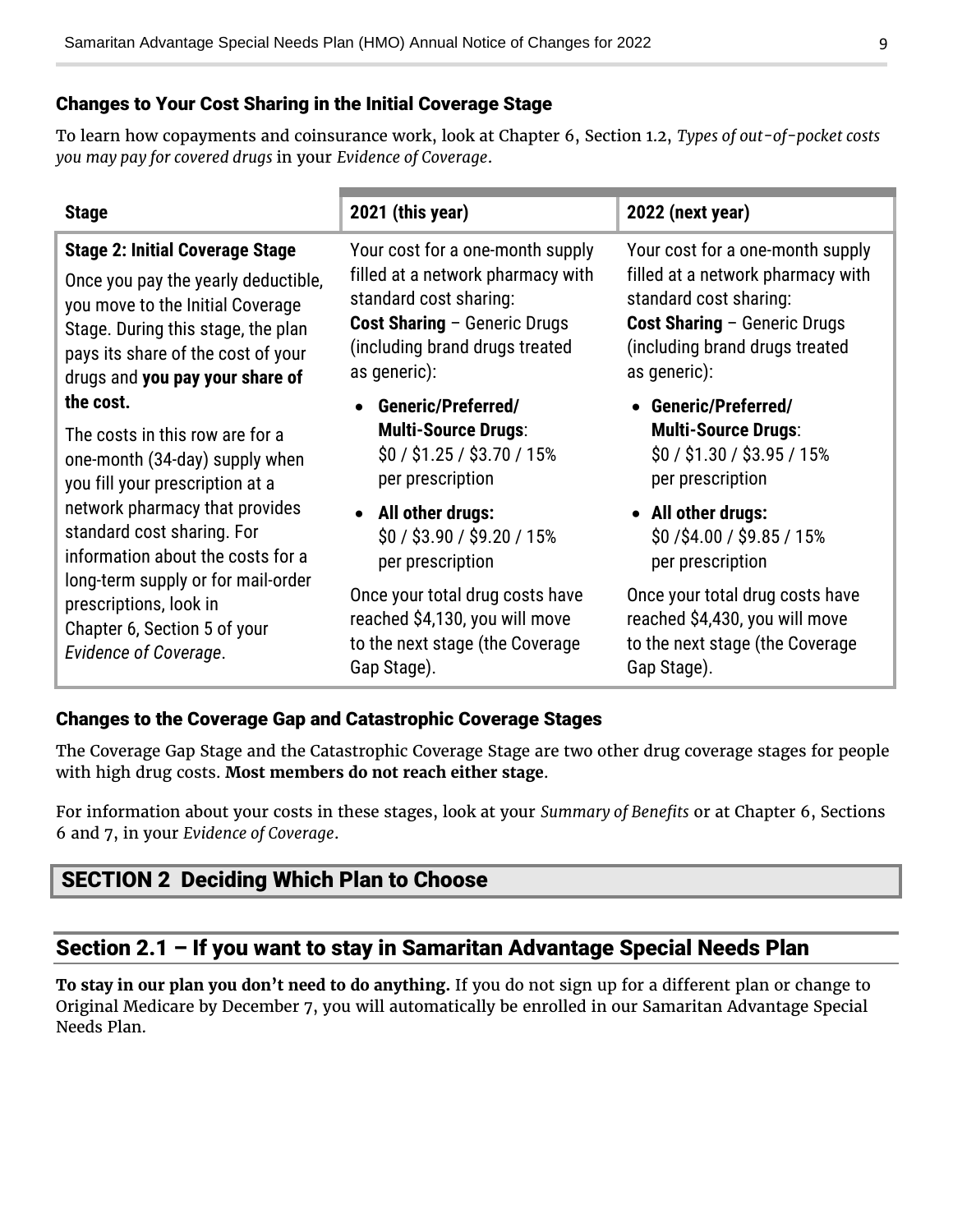### Changes to Your Cost Sharing in the Initial Coverage Stage

To learn how copayments and coinsurance work, look at Chapter 6, Section 1.2, *Types of out-of-pocket costs you may pay for covered drugs* in your *Evidence of Coverage*.

| Stage | 2021 (this year) | 2022 (next year) |
|---|---|---|
| **Stage 2: Initial Coverage Stage**<br>Once you pay the yearly deductible, you move to the Initial Coverage Stage. During this stage, the plan pays its share of the cost of your drugs and **you pay your share of the cost.**<br>The costs in this row are for a one-month (34-day) supply when you fill your prescription at a network pharmacy that provides standard cost sharing. For information about the costs for a long-term supply or for mail-order prescriptions, look in Chapter 6, Section 5 of your *Evidence of Coverage*. | Your cost for a one-month supply filled at a network pharmacy with standard cost sharing:<br>**Cost Sharing** – Generic Drugs (including brand drugs treated as generic):<br>• **Generic/Preferred/ Multi-Source Drugs**: $0 / $1.25 / $3.70 / 15% per prescription<br>• **All other drugs:** $0 / $3.90 / $9.20 / 15% per prescription<br>Once your total drug costs have reached $4,130, you will move to the next stage (the Coverage Gap Stage). | Your cost for a one-month supply filled at a network pharmacy with standard cost sharing:<br>**Cost Sharing** – Generic Drugs (including brand drugs treated as generic):<br>• **Generic/Preferred/ Multi-Source Drugs**: $0 / $1.30 / $3.95 / 15% per prescription<br>• **All other drugs:** $0 /$4.00 / $9.85 / 15% per prescription<br>Once your total drug costs have reached $4,430, you will move to the next stage (the Coverage Gap Stage). |

### Changes to the Coverage Gap and Catastrophic Coverage Stages

The Coverage Gap Stage and the Catastrophic Coverage Stage are two other drug coverage stages for people with high drug costs. **Most members do not reach either stage**.

For information about your costs in these stages, look at your *Summary of Benefits* or at Chapter 6, Sections 6 and 7, in your *Evidence of Coverage*.

# SECTION 2 Deciding Which Plan to Choose

## Section 2.1 – If you want to stay in Samaritan Advantage Special Needs Plan

**To stay in our plan you don't need to do anything.** If you do not sign up for a different plan or change to Original Medicare by December 7, you will automatically be enrolled in our Samaritan Advantage Special Needs Plan.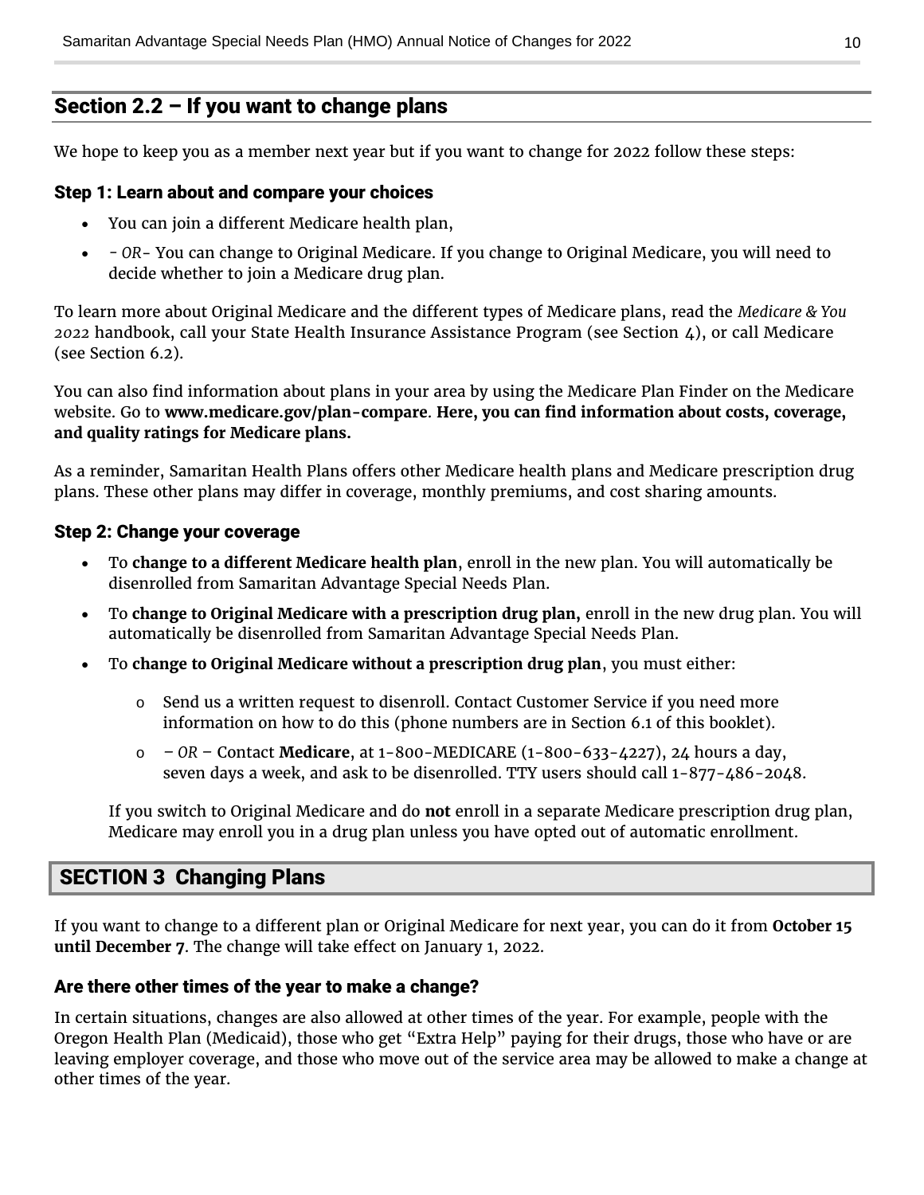## Section 2.2 – If you want to change plans

We hope to keep you as a member next year but if you want to change for 2022 follow these steps:

### Step 1: Learn about and compare your choices

- You can join a different Medicare health plan,
- *- OR-* You can change to Original Medicare. If you change to Original Medicare, you will need to decide whether to join a Medicare drug plan.

To learn more about Original Medicare and the different types of Medicare plans, read the *Medicare & You 2022* handbook, call your State Health Insurance Assistance Program (see Section 4), or call Medicare (see Section 6.2).

You can also find information about plans in your area by using the Medicare Plan Finder on the Medicare website. Go to **www.medicare.gov/plan-compare**. **Here, you can find information about costs, coverage, and quality ratings for Medicare plans.**

As a reminder, Samaritan Health Plans offers other Medicare health plans and Medicare prescription drug plans. These other plans may differ in coverage, monthly premiums, and cost sharing amounts.

### Step 2: Change your coverage

- To **change to a different Medicare health plan**, enroll in the new plan. You will automatically be disenrolled from Samaritan Advantage Special Needs Plan.
- To **change to Original Medicare with a prescription drug plan,** enroll in the new drug plan. You will automatically be disenrolled from Samaritan Advantage Special Needs Plan.
- To **change to Original Medicare without a prescription drug plan**, you must either:
  - Send us a written request to disenroll. Contact Customer Service if you need more information on how to do this (phone numbers are in Section 6.1 of this booklet).
  - *– OR –* Contact **Medicare**, at 1-800-MEDICARE (1-800-633-4227), 24 hours a day, seven days a week, and ask to be disenrolled. TTY users should call 1-877-486-2048.

  If you switch to Original Medicare and do **not** enroll in a separate Medicare prescription drug plan, Medicare may enroll you in a drug plan unless you have opted out of automatic enrollment.

## SECTION 3 Changing Plans

If you want to change to a different plan or Original Medicare for next year, you can do it from **October 15 until December 7**. The change will take effect on January 1, 2022.

### Are there other times of the year to make a change?

In certain situations, changes are also allowed at other times of the year. For example, people with the Oregon Health Plan (Medicaid), those who get "Extra Help" paying for their drugs, those who have or are leaving employer coverage, and those who move out of the service area may be allowed to make a change at other times of the year.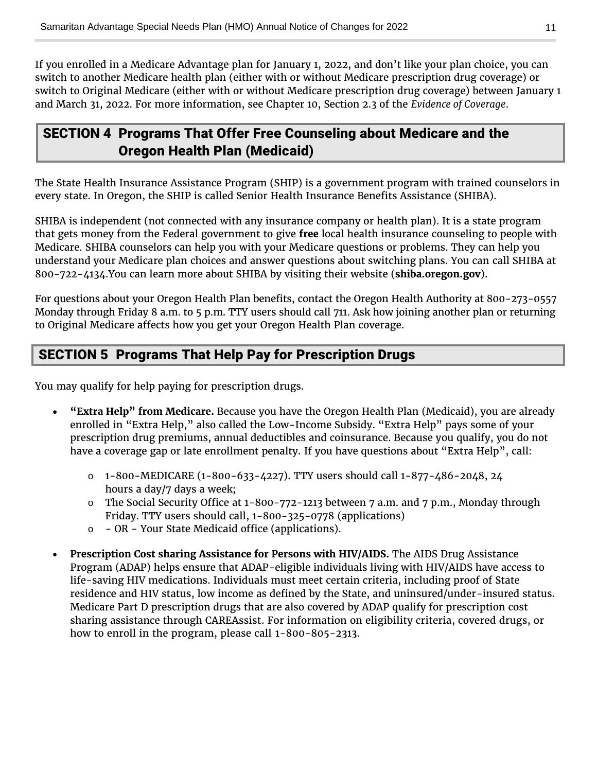If you enrolled in a Medicare Advantage plan for January 1, 2022, and don't like your plan choice, you can switch to another Medicare health plan (either with or without Medicare prescription drug coverage) or switch to Original Medicare (either with or without Medicare prescription drug coverage) between January 1 and March 31, 2022. For more information, see Chapter 10, Section 2.3 of the *Evidence of Coverage*.

## SECTION 4 Programs That Offer Free Counseling about Medicare and the Oregon Health Plan (Medicaid)

The State Health Insurance Assistance Program (SHIP) is a government program with trained counselors in every state. In Oregon, the SHIP is called Senior Health Insurance Benefits Assistance (SHIBA).

SHIBA is independent (not connected with any insurance company or health plan). It is a state program that gets money from the Federal government to give **free** local health insurance counseling to people with Medicare. SHIBA counselors can help you with your Medicare questions or problems. They can help you understand your Medicare plan choices and answer questions about switching plans. You can call SHIBA at 800-722-4134.You can learn more about SHIBA by visiting their website (**shiba.oregon.gov**).

For questions about your Oregon Health Plan benefits, contact the Oregon Health Authority at 800-273-0557 Monday through Friday 8 a.m. to 5 p.m. TTY users should call 711. Ask how joining another plan or returning to Original Medicare affects how you get your Oregon Health Plan coverage.

## SECTION 5 Programs That Help Pay for Prescription Drugs

You may qualify for help paying for prescription drugs.

- **"Extra Help" from Medicare.** Because you have the Oregon Health Plan (Medicaid), you are already enrolled in "Extra Help," also called the Low-Income Subsidy. "Extra Help" pays some of your prescription drug premiums, annual deductibles and coinsurance. Because you qualify, you do not have a coverage gap or late enrollment penalty. If you have questions about "Extra Help", call:
    - 1-800-MEDICARE (1-800-633-4227). TTY users should call 1-877-486-2048, 24 hours a day/7 days a week;
    - The Social Security Office at 1-800-772-1213 between 7 a.m. and 7 p.m., Monday through Friday. TTY users should call, 1-800-325-0778 (applications)
    - - OR - Your State Medicaid office (applications).
- **Prescription Cost sharing Assistance for Persons with HIV/AIDS.** The AIDS Drug Assistance Program (ADAP) helps ensure that ADAP-eligible individuals living with HIV/AIDS have access to life-saving HIV medications. Individuals must meet certain criteria, including proof of State residence and HIV status, low income as defined by the State, and uninsured/under-insured status. Medicare Part D prescription drugs that are also covered by ADAP qualify for prescription cost sharing assistance through CAREAssist. For information on eligibility criteria, covered drugs, or how to enroll in the program, please call 1-800-805-2313.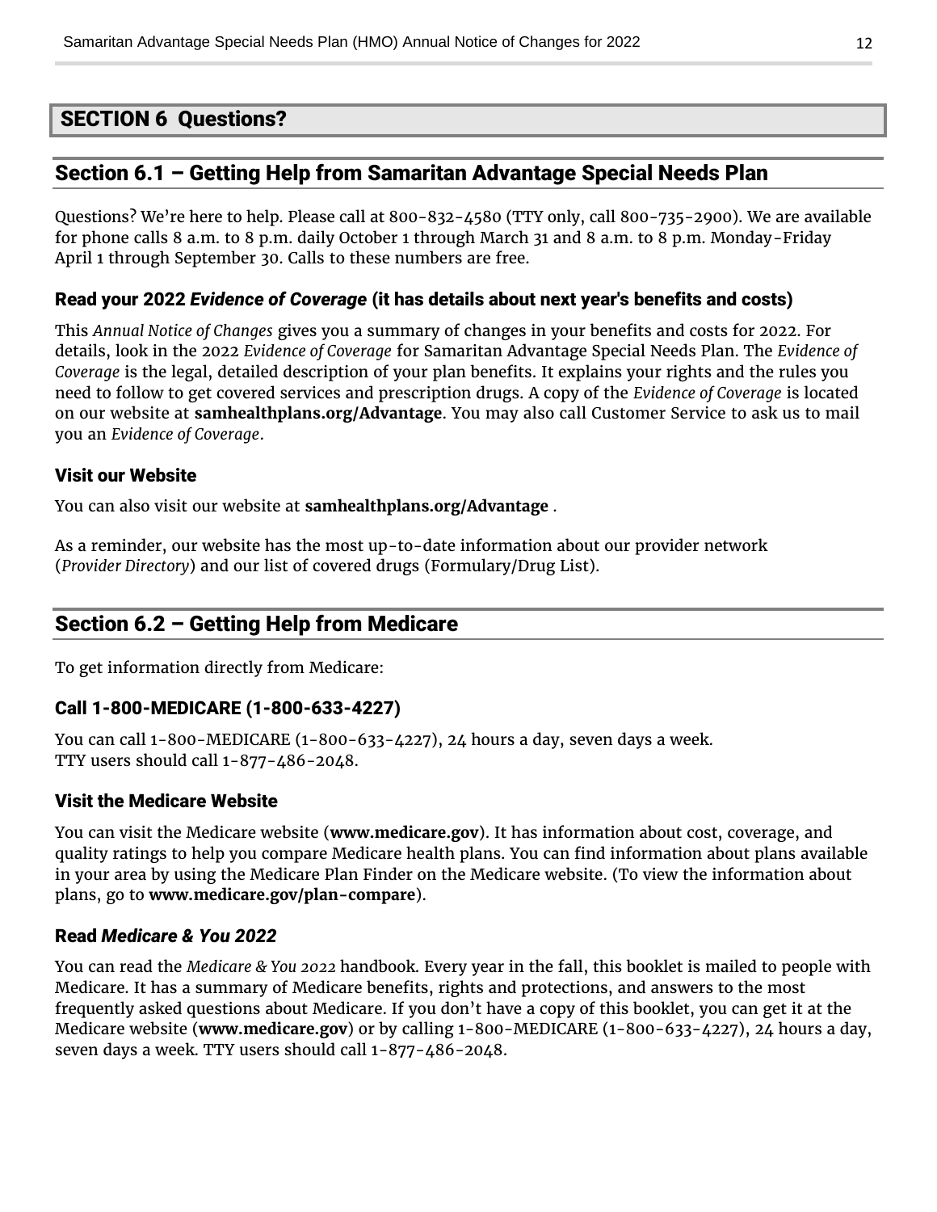# SECTION 6 Questions?

## Section 6.1 – Getting Help from Samaritan Advantage Special Needs Plan

Questions? We're here to help. Please call at 800-832-4580 (TTY only, call 800-735-2900). We are available for phone calls 8 a.m. to 8 p.m. daily October 1 through March 31 and 8 a.m. to 8 p.m. Monday-Friday April 1 through September 30. Calls to these numbers are free.

### Read your 2022 *Evidence of Coverage* (it has details about next year's benefits and costs)

This *Annual Notice of Changes* gives you a summary of changes in your benefits and costs for 2022. For details, look in the 2022 *Evidence of Coverage* for Samaritan Advantage Special Needs Plan. The *Evidence of Coverage* is the legal, detailed description of your plan benefits. It explains your rights and the rules you need to follow to get covered services and prescription drugs. A copy of the *Evidence of Coverage* is located on our website at **samhealthplans.org/Advantage**. You may also call Customer Service to ask us to mail you an *Evidence of Coverage*.

### Visit our Website

You can also visit our website at **samhealthplans.org/Advantage** .

As a reminder, our website has the most up-to-date information about our provider network (*Provider Directory*) and our list of covered drugs (Formulary/Drug List).

## Section 6.2 – Getting Help from Medicare

To get information directly from Medicare:

### Call 1-800-MEDICARE (1-800-633-4227)

You can call 1-800-MEDICARE (1-800-633-4227), 24 hours a day, seven days a week.
TTY users should call 1-877-486-2048.

### Visit the Medicare Website

You can visit the Medicare website (**www.medicare.gov**). It has information about cost, coverage, and quality ratings to help you compare Medicare health plans. You can find information about plans available in your area by using the Medicare Plan Finder on the Medicare website. (To view the information about plans, go to **www.medicare.gov/plan-compare**).

### Read *Medicare & You 2022*

You can read the *Medicare & You 2022* handbook. Every year in the fall, this booklet is mailed to people with Medicare. It has a summary of Medicare benefits, rights and protections, and answers to the most frequently asked questions about Medicare. If you don't have a copy of this booklet, you can get it at the Medicare website (**www.medicare.gov**) or by calling 1-800-MEDICARE (1-800-633-4227), 24 hours a day, seven days a week. TTY users should call 1-877-486-2048.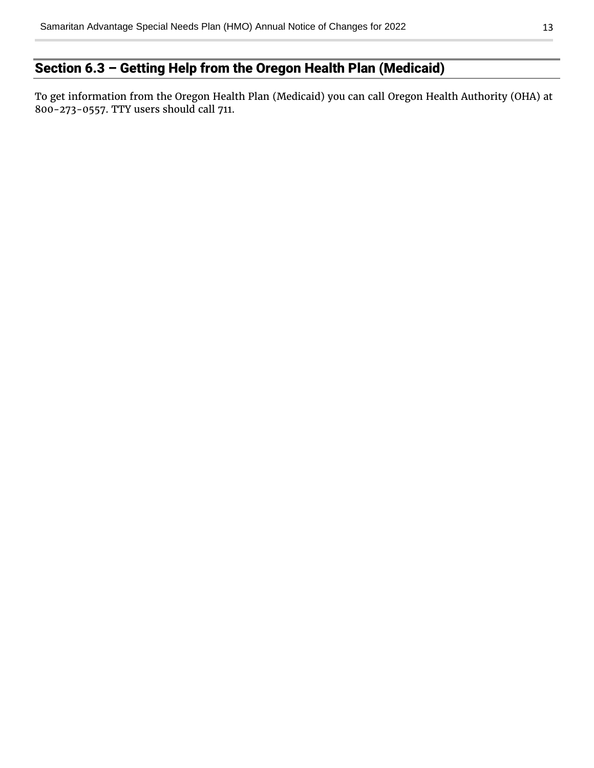## Section 6.3 – Getting Help from the Oregon Health Plan (Medicaid)

To get information from the Oregon Health Plan (Medicaid) you can call Oregon Health Authority (OHA) at 800-273-0557. TTY users should call 711.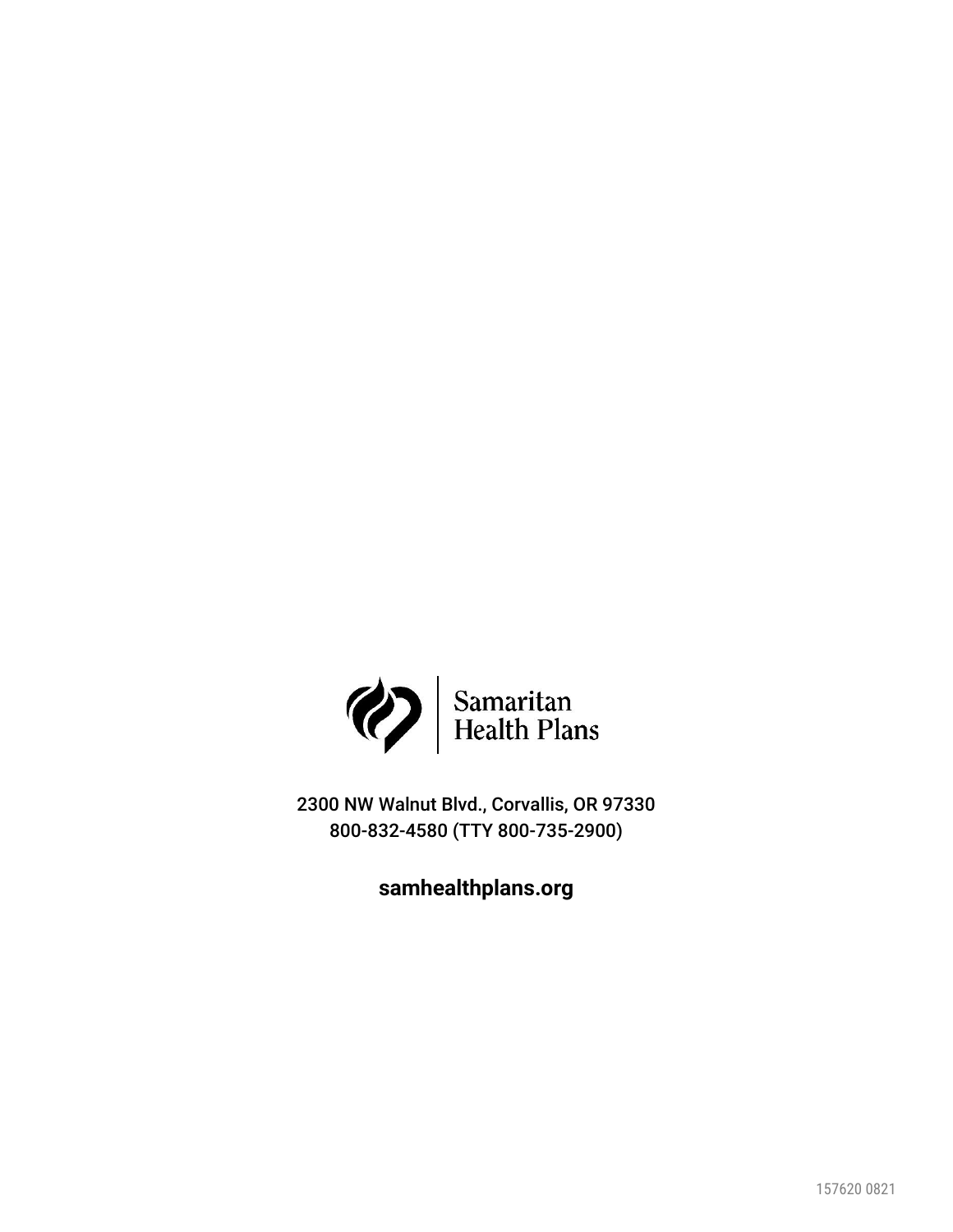Samaritan
Health Plans

2300 NW Walnut Blvd., Corvallis, OR 97330
800-832-4580 (TTY 800-735-2900)

**samhealthplans.org**

157620 0821